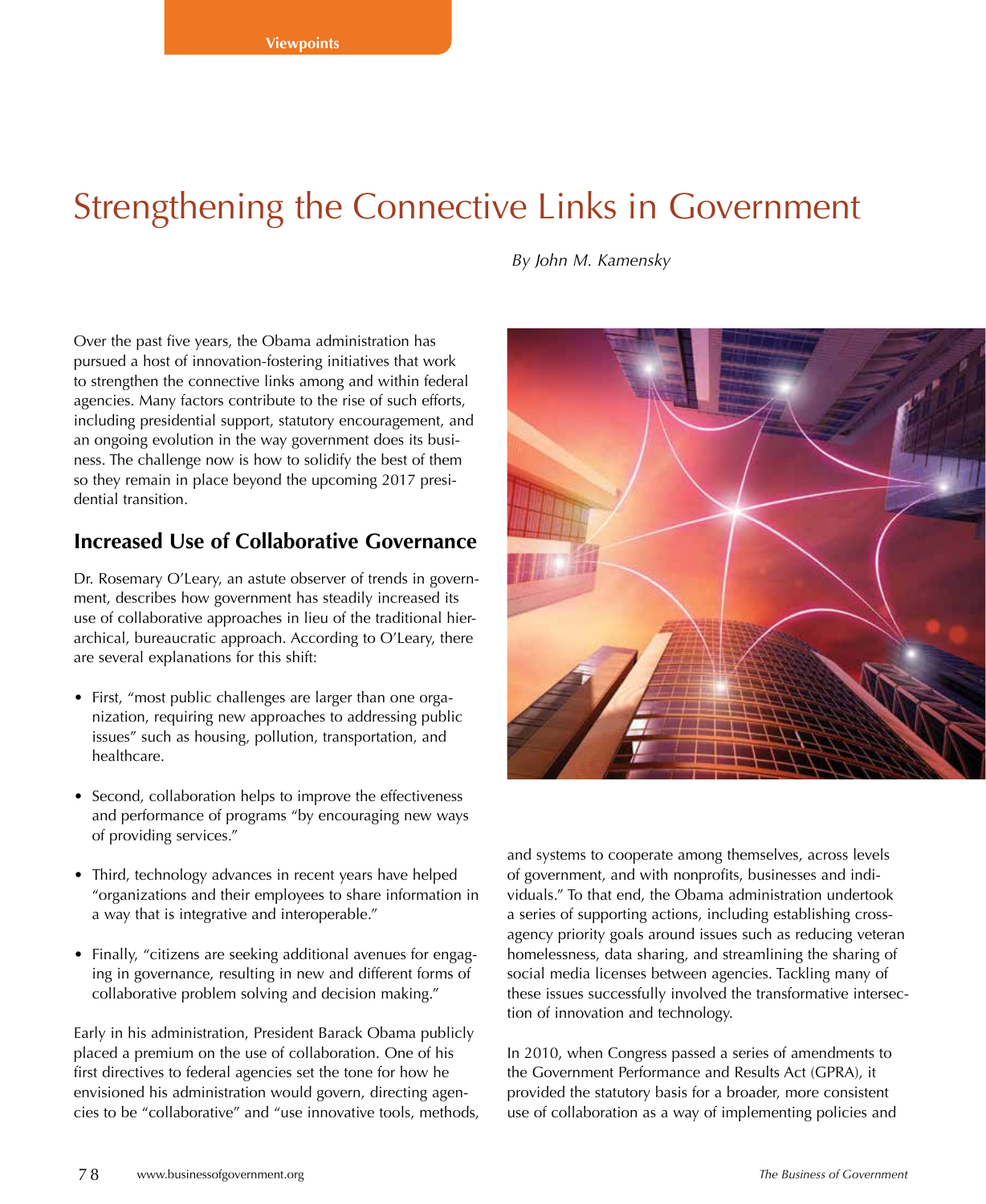Viewpoints

# Strengthening the Connective Links in Government

*By John M. Kamensky*

Over the past five years, the Obama administration has pursued a host of innovation-fostering initiatives that work to strengthen the connective links among and within federal agencies. Many factors contribute to the rise of such efforts, including presidential support, statutory encouragement, and an ongoing evolution in the way government does its business. The challenge now is how to solidify the best of them so they remain in place beyond the upcoming 2017 presidential transition.

## Increased Use of Collaborative Governance

Dr. Rosemary O'Leary, an astute observer of trends in government, describes how government has steadily increased its use of collaborative approaches in lieu of the traditional hierarchical, bureaucratic approach. According to O'Leary, there are several explanations for this shift:

- First, "most public challenges are larger than one organization, requiring new approaches to addressing public issues" such as housing, pollution, transportation, and healthcare.
- Second, collaboration helps to improve the effectiveness and performance of programs "by encouraging new ways of providing services."
- Third, technology advances in recent years have helped "organizations and their employees to share information in a way that is integrative and interoperable."
- Finally, "citizens are seeking additional avenues for engaging in governance, resulting in new and different forms of collaborative problem solving and decision making."

Early in his administration, President Barack Obama publicly placed a premium on the use of collaboration. One of his first directives to federal agencies set the tone for how he envisioned his administration would govern, directing agencies to be "collaborative" and "use innovative tools, methods, and systems to cooperate among themselves, across levels of government, and with nonprofits, businesses and individuals." To that end, the Obama administration undertook a series of supporting actions, including establishing cross-agency priority goals around issues such as reducing veteran homelessness, data sharing, and streamlining the sharing of social media licenses between agencies. Tackling many of these issues successfully involved the transformative intersection of innovation and technology.

In 2010, when Congress passed a series of amendments to the Government Performance and Results Act (GPRA), it provided the statutory basis for a broader, more consistent use of collaboration as a way of implementing policies and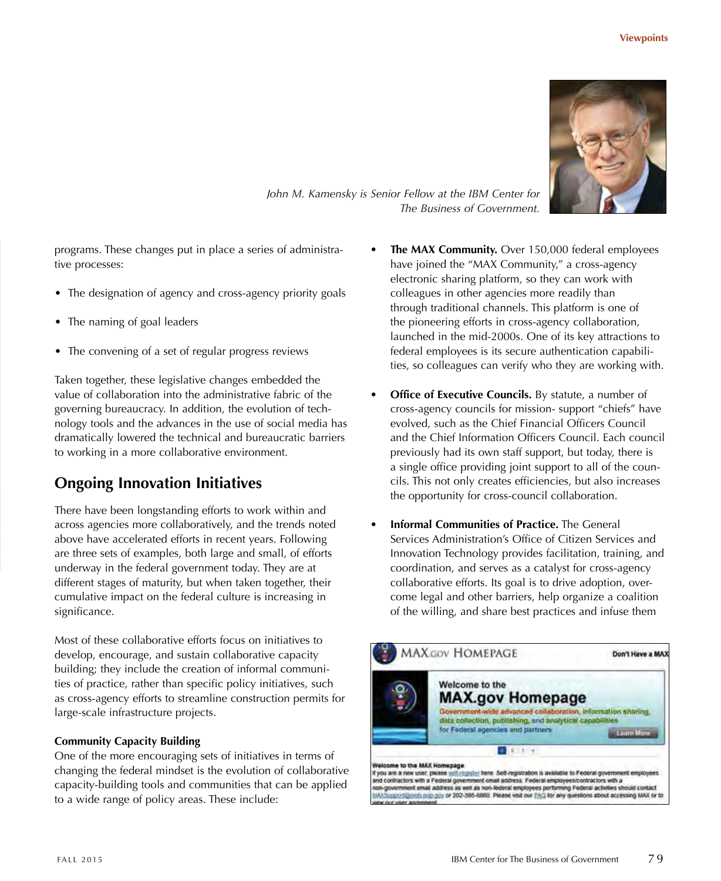*John M. Kamensky is Senior Fellow at the IBM Center for The Business of Government.*

programs. These changes put in place a series of administrative processes:

- The designation of agency and cross-agency priority goals
- The naming of goal leaders
- The convening of a set of regular progress reviews

Taken together, these legislative changes embedded the value of collaboration into the administrative fabric of the governing bureaucracy. In addition, the evolution of technology tools and the advances in the use of social media has dramatically lowered the technical and bureaucratic barriers to working in a more collaborative environment.

## Ongoing Innovation Initiatives

There have been longstanding efforts to work within and across agencies more collaboratively, and the trends noted above have accelerated efforts in recent years. Following are three sets of examples, both large and small, of efforts underway in the federal government today. They are at different stages of maturity, but when taken together, their cumulative impact on the federal culture is increasing in significance.

Most of these collaborative efforts focus on initiatives to develop, encourage, and sustain collaborative capacity building; they include the creation of informal communities of practice, rather than specific policy initiatives, such as cross-agency efforts to streamline construction permits for large-scale infrastructure projects.

### Community Capacity Building

One of the more encouraging sets of initiatives in terms of changing the federal mindset is the evolution of collaborative capacity-building tools and communities that can be applied to a wide range of policy areas. These include:

- **The MAX Community.** Over 150,000 federal employees have joined the "MAX Community," a cross-agency electronic sharing platform, so they can work with colleagues in other agencies more readily than through traditional channels. This platform is one of the pioneering efforts in cross-agency collaboration, launched in the mid-2000s. One of its key attractions to federal employees is its secure authentication capabilities, so colleagues can verify who they are working with.
- **Office of Executive Councils.** By statute, a number of cross-agency councils for mission- support "chiefs" have evolved, such as the Chief Financial Officers Council and the Chief Information Officers Council. Each council previously had its own staff support, but today, there is a single office providing joint support to all of the councils. This not only creates efficiencies, but also increases the opportunity for cross-council collaboration.
- **Informal Communities of Practice.** The General Services Administration's Office of Citizen Services and Innovation Technology provides facilitation, training, and coordination, and serves as a catalyst for cross-agency collaborative efforts. Its goal is to drive adoption, overcome legal and other barriers, help organize a coalition of the willing, and share best practices and infuse them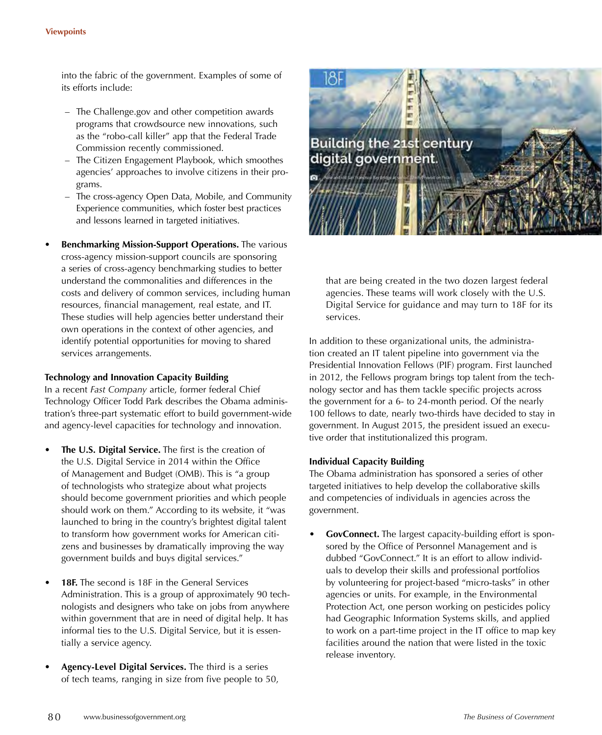into the fabric of the government. Examples of some of its efforts include:

- The Challenge.gov and other competition awards programs that crowdsource new innovations, such as the "robo-call killer" app that the Federal Trade Commission recently commissioned.
- The Citizen Engagement Playbook, which smoothes agencies' approaches to involve citizens in their programs.
- The cross-agency Open Data, Mobile, and Community Experience communities, which foster best practices and lessons learned in targeted initiatives.

- **Benchmarking Mission-Support Operations.** The various cross-agency mission-support councils are sponsoring a series of cross-agency benchmarking studies to better understand the commonalities and differences in the costs and delivery of common services, including human resources, financial management, real estate, and IT. These studies will help agencies better understand their own operations in the context of other agencies, and identify potential opportunities for moving to shared services arrangements.

**Technology and Innovation Capacity Building**

In a recent *Fast Company* article, former federal Chief Technology Officer Todd Park describes the Obama administration's three-part systematic effort to build government-wide and agency-level capacities for technology and innovation.

- **The U.S. Digital Service.** The first is the creation of the U.S. Digital Service in 2014 within the Office of Management and Budget (OMB). This is "a group of technologists who strategize about what projects should become government priorities and which people should work on them." According to its website, it "was launched to bring in the country's brightest digital talent to transform how government works for American citizens and businesses by dramatically improving the way government builds and buys digital services."

- **18F.** The second is 18F in the General Services Administration. This is a group of approximately 90 technologists and designers who take on jobs from anywhere within government that are in need of digital help. It has informal ties to the U.S. Digital Service, but it is essentially a service agency.

- **Agency-Level Digital Services.** The third is a series of tech teams, ranging in size from five people to 50, that are being created in the two dozen largest federal agencies. These teams will work closely with the U.S. Digital Service for guidance and may turn to 18F for its services.

In addition to these organizational units, the administration created an IT talent pipeline into government via the Presidential Innovation Fellows (PIF) program. First launched in 2012, the Fellows program brings top talent from the technology sector and has them tackle specific projects across the government for a 6- to 24-month period. Of the nearly 100 fellows to date, nearly two-thirds have decided to stay in government. In August 2015, the president issued an executive order that institutionalized this program.

**Individual Capacity Building**

The Obama administration has sponsored a series of other targeted initiatives to help develop the collaborative skills and competencies of individuals in agencies across the government.

- **GovConnect.** The largest capacity-building effort is sponsored by the Office of Personnel Management and is dubbed "GovConnect." It is an effort to allow individuals to develop their skills and professional portfolios by volunteering for project-based "micro-tasks" in other agencies or units. For example, in the Environmental Protection Act, one person working on pesticides policy had Geographic Information Systems skills, and applied to work on a part-time project in the IT office to map key facilities around the nation that were listed in the toxic release inventory.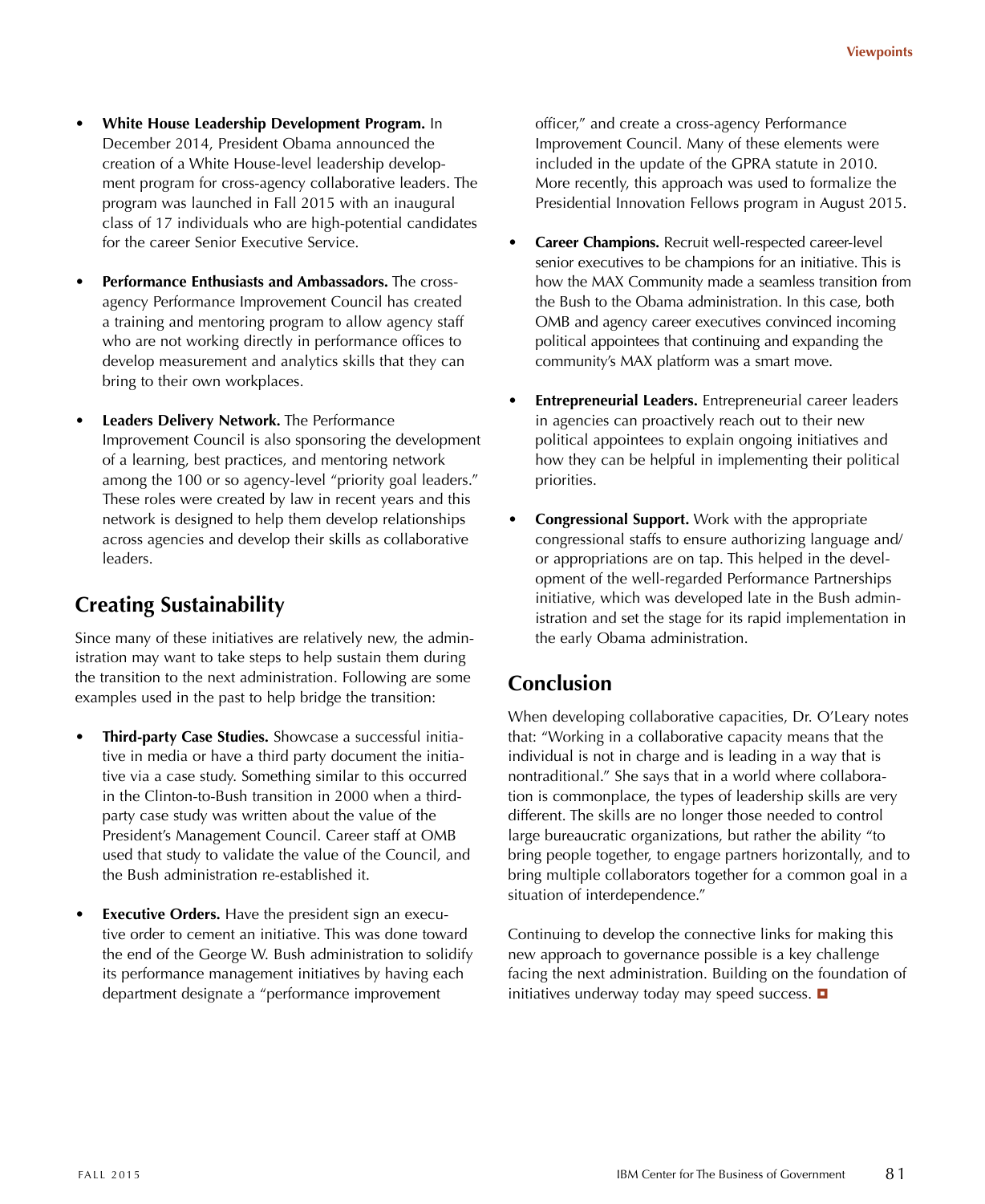- **White House Leadership Development Program.** In December 2014, President Obama announced the creation of a White House-level leadership development program for cross-agency collaborative leaders. The program was launched in Fall 2015 with an inaugural class of 17 individuals who are high-potential candidates for the career Senior Executive Service.

- **Performance Enthusiasts and Ambassadors.** The cross-agency Performance Improvement Council has created a training and mentoring program to allow agency staff who are not working directly in performance offices to develop measurement and analytics skills that they can bring to their own workplaces.

- **Leaders Delivery Network.** The Performance Improvement Council is also sponsoring the development of a learning, best practices, and mentoring network among the 100 or so agency-level "priority goal leaders." These roles were created by law in recent years and this network is designed to help them develop relationships across agencies and develop their skills as collaborative leaders.

## Creating Sustainability

Since many of these initiatives are relatively new, the administration may want to take steps to help sustain them during the transition to the next administration. Following are some examples used in the past to help bridge the transition:

- **Third-party Case Studies.** Showcase a successful initiative in media or have a third party document the initiative via a case study. Something similar to this occurred in the Clinton-to-Bush transition in 2000 when a third-party case study was written about the value of the President's Management Council. Career staff at OMB used that study to validate the value of the Council, and the Bush administration re-established it.

- **Executive Orders.** Have the president sign an executive order to cement an initiative. This was done toward the end of the George W. Bush administration to solidify its performance management initiatives by having each department designate a "performance improvement officer," and create a cross-agency Performance Improvement Council. Many of these elements were included in the update of the GPRA statute in 2010. More recently, this approach was used to formalize the Presidential Innovation Fellows program in August 2015.

- **Career Champions.** Recruit well-respected career-level senior executives to be champions for an initiative. This is how the MAX Community made a seamless transition from the Bush to the Obama administration. In this case, both OMB and agency career executives convinced incoming political appointees that continuing and expanding the community's MAX platform was a smart move.

- **Entrepreneurial Leaders.** Entrepreneurial career leaders in agencies can proactively reach out to their new political appointees to explain ongoing initiatives and how they can be helpful in implementing their political priorities.

- **Congressional Support.** Work with the appropriate congressional staffs to ensure authorizing language and/or appropriations are on tap. This helped in the development of the well-regarded Performance Partnerships initiative, which was developed late in the Bush administration and set the stage for its rapid implementation in the early Obama administration.

## Conclusion

When developing collaborative capacities, Dr. O'Leary notes that: "Working in a collaborative capacity means that the individual is not in charge and is leading in a way that is nontraditional." She says that in a world where collaboration is commonplace, the types of leadership skills are very different. The skills are no longer those needed to control large bureaucratic organizations, but rather the ability "to bring people together, to engage partners horizontally, and to bring multiple collaborators together for a common goal in a situation of interdependence."

Continuing to develop the connective links for making this new approach to governance possible is a key challenge facing the next administration. Building on the foundation of initiatives underway today may speed success.